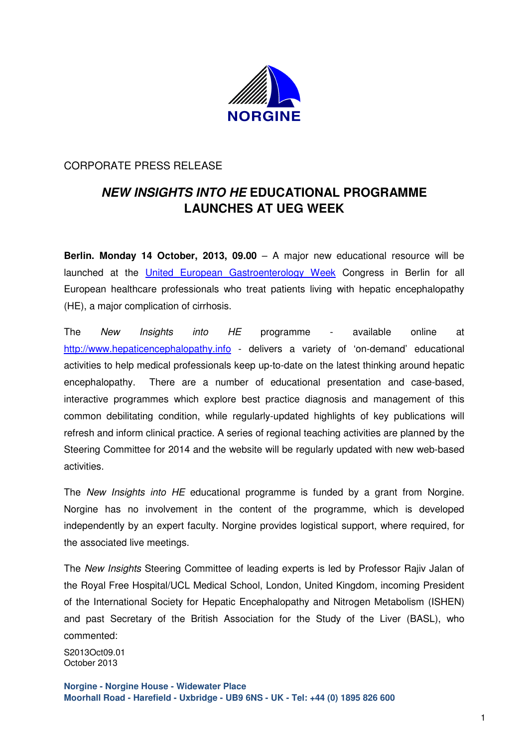NORGINE

CORPORATE PRESS RELEASE

# *NEW INSIGHTS INTO HE* EDUCATIONAL PROGRAMME LAUNCHES AT UEG WEEK

**Berlin. Monday 14 October, 2013, 09.00** – A major new educational resource will be launched at the United European Gastroenterology Week Congress in Berlin for all European healthcare professionals who treat patients living with hepatic encephalopathy (HE), a major complication of cirrhosis.

The *New Insights into HE* programme - available online at http://www.hepaticencephalopathy.info - delivers a variety of 'on-demand' educational activities to help medical professionals keep up-to-date on the latest thinking around hepatic encephalopathy. There are a number of educational presentation and case-based, interactive programmes which explore best practice diagnosis and management of this common debilitating condition, while regularly-updated highlights of key publications will refresh and inform clinical practice. A series of regional teaching activities are planned by the Steering Committee for 2014 and the website will be regularly updated with new web-based activities.

The *New Insights into HE* educational programme is funded by a grant from Norgine. Norgine has no involvement in the content of the programme, which is developed independently by an expert faculty. Norgine provides logistical support, where required, for the associated live meetings.

The *New Insights* Steering Committee of leading experts is led by Professor Rajiv Jalan of the Royal Free Hospital/UCL Medical School, London, United Kingdom, incoming President of the International Society for Hepatic Encephalopathy and Nitrogen Metabolism (ISHEN) and past Secretary of the British Association for the Study of the Liver (BASL), who commented:

S2013Oct09.01
October 2013

**Norgine - Norgine House - Widewater Place**
**Moorhall Road - Harefield - Uxbridge - UB9 6NS - UK - Tel: +44 (0) 1895 826 600**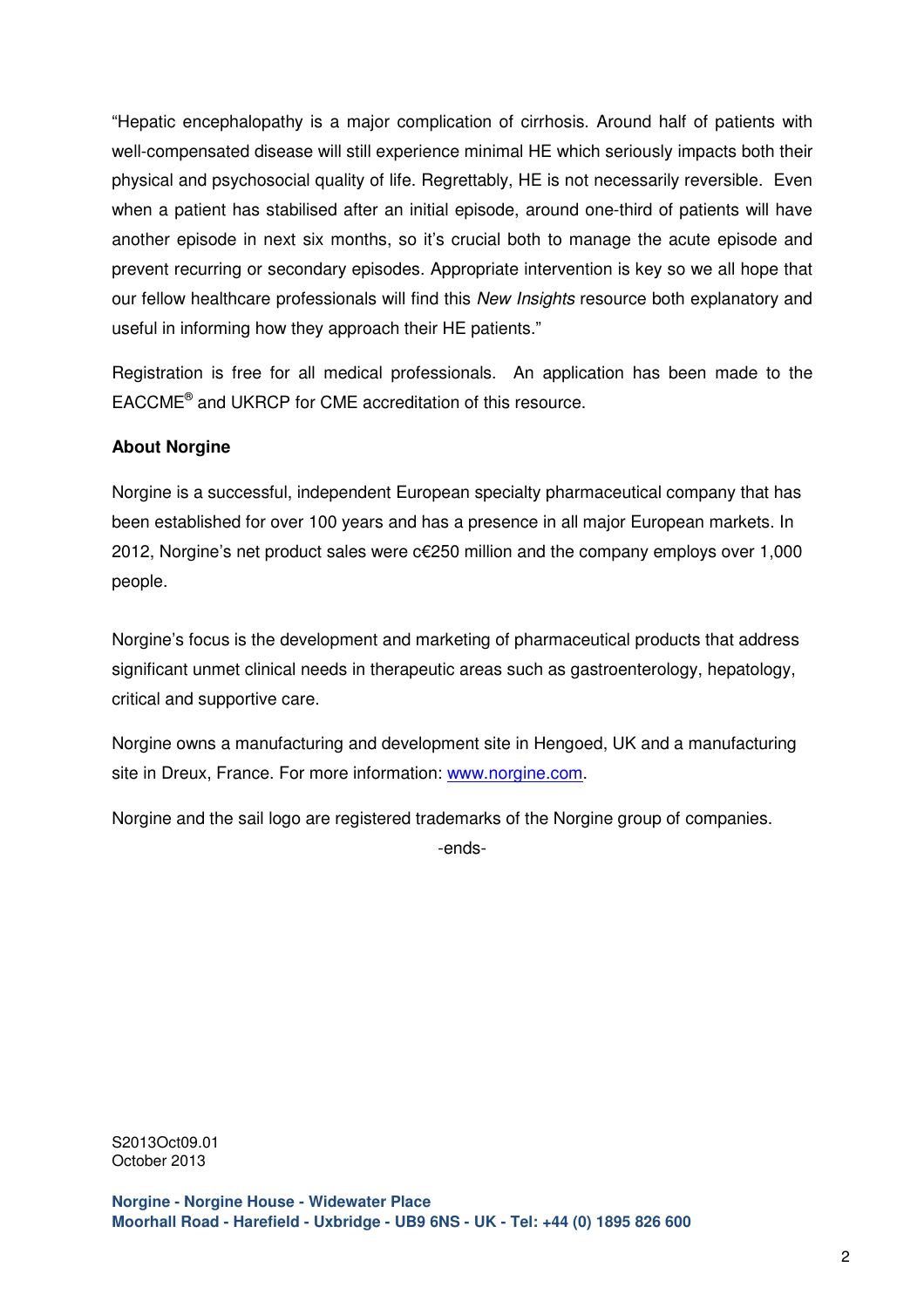"Hepatic encephalopathy is a major complication of cirrhosis. Around half of patients with well-compensated disease will still experience minimal HE which seriously impacts both their physical and psychosocial quality of life. Regrettably, HE is not necessarily reversible. Even when a patient has stabilised after an initial episode, around one-third of patients will have another episode in next six months, so it's crucial both to manage the acute episode and prevent recurring or secondary episodes. Appropriate intervention is key so we all hope that our fellow healthcare professionals will find this *New Insights* resource both explanatory and useful in informing how they approach their HE patients."

Registration is free for all medical professionals. An application has been made to the EACCME® and UKRCP for CME accreditation of this resource.

**About Norgine**

Norgine is a successful, independent European specialty pharmaceutical company that has been established for over 100 years and has a presence in all major European markets. In 2012, Norgine's net product sales were c€250 million and the company employs over 1,000 people.

Norgine's focus is the development and marketing of pharmaceutical products that address significant unmet clinical needs in therapeutic areas such as gastroenterology, hepatology, critical and supportive care.

Norgine owns a manufacturing and development site in Hengoed, UK and a manufacturing site in Dreux, France. For more information: [www.norgine.com](http://www.norgine.com).

Norgine and the sail logo are registered trademarks of the Norgine group of companies.

-ends-

S2013Oct09.01
October 2013

**Norgine - Norgine House - Widewater Place**
**Moorhall Road - Harefield - Uxbridge - UB9 6NS - UK - Tel: +44 (0) 1895 826 600**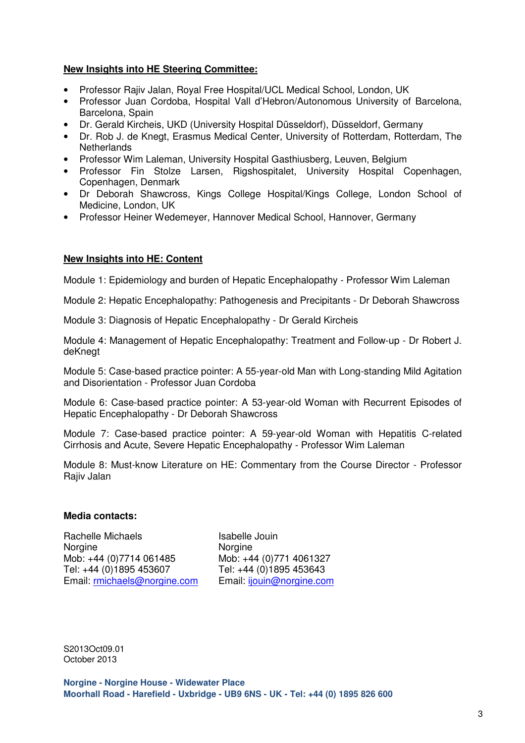**New Insights into HE Steering Committee:**

- Professor Rajiv Jalan, Royal Free Hospital/UCL Medical School, London, UK
- Professor Juan Cordoba, Hospital Vall d'Hebron/Autonomous University of Barcelona, Barcelona, Spain
- Dr. Gerald Kircheis, UKD (University Hospital Düsseldorf), Düsseldorf, Germany
- Dr. Rob J. de Knegt, Erasmus Medical Center, University of Rotterdam, Rotterdam, The Netherlands
- Professor Wim Laleman, University Hospital Gasthiusberg, Leuven, Belgium
- Professor Fin Stolze Larsen, Rigshospitalet, University Hospital Copenhagen, Copenhagen, Denmark
- Dr Deborah Shawcross, Kings College Hospital/Kings College, London School of Medicine, London, UK
- Professor Heiner Wedemeyer, Hannover Medical School, Hannover, Germany

**New Insights into HE: Content**

Module 1: Epidemiology and burden of Hepatic Encephalopathy - Professor Wim Laleman

Module 2: Hepatic Encephalopathy: Pathogenesis and Precipitants - Dr Deborah Shawcross

Module 3: Diagnosis of Hepatic Encephalopathy - Dr Gerald Kircheis

Module 4: Management of Hepatic Encephalopathy: Treatment and Follow-up - Dr Robert J. deKnegt

Module 5: Case-based practice pointer: A 55-year-old Man with Long-standing Mild Agitation and Disorientation - Professor Juan Cordoba

Module 6: Case-based practice pointer: A 53-year-old Woman with Recurrent Episodes of Hepatic Encephalopathy - Dr Deborah Shawcross

Module 7: Case-based practice pointer: A 59-year-old Woman with Hepatitis C-related Cirrhosis and Acute, Severe Hepatic Encephalopathy - Professor Wim Laleman

Module 8: Must-know Literature on HE: Commentary from the Course Director - Professor Rajiv Jalan

**Media contacts:**

Rachelle Michaels
Norgine
Mob: +44 (0)7714 061485
Tel: +44 (0)1895 453607
Email: rmichaels@norgine.com

Isabelle Jouin
Norgine
Mob: +44 (0)771 4061327
Tel: +44 (0)1895 453643
Email: ijouin@norgine.com

S2013Oct09.01
October 2013

**Norgine - Norgine House - Widewater Place**
**Moorhall Road - Harefield - Uxbridge - UB9 6NS - UK - Tel: +44 (0) 1895 826 600**